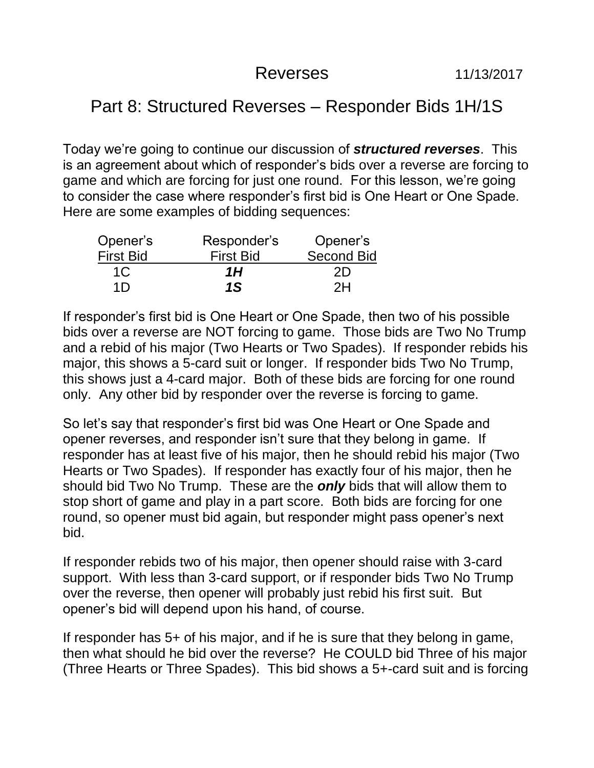# Reverses

11/13/2017

## Part 8: Structured Reverses – Responder Bids 1H/1S

Today we're going to continue our discussion of ***structured reverses***. This is an agreement about which of responder's bids over a reverse are forcing to game and which are forcing for just one round. For this lesson, we're going to consider the case where responder's first bid is One Heart or One Spade. Here are some examples of bidding sequences:

| Opener's First Bid | Responder's First Bid | Opener's Second Bid |
|---|---|---|
| 1C | ***1H*** | 2D |
| 1D | ***1S*** | 2H |

If responder's first bid is One Heart or One Spade, then two of his possible bids over a reverse are NOT forcing to game. Those bids are Two No Trump and a rebid of his major (Two Hearts or Two Spades). If responder rebids his major, this shows a 5-card suit or longer. If responder bids Two No Trump, this shows just a 4-card major. Both of these bids are forcing for one round only. Any other bid by responder over the reverse is forcing to game.

So let's say that responder's first bid was One Heart or One Spade and opener reverses, and responder isn't sure that they belong in game. If responder has at least five of his major, then he should rebid his major (Two Hearts or Two Spades). If responder has exactly four of his major, then he should bid Two No Trump. These are the ***only*** bids that will allow them to stop short of game and play in a part score. Both bids are forcing for one round, so opener must bid again, but responder might pass opener's next bid.

If responder rebids two of his major, then opener should raise with 3-card support. With less than 3-card support, or if responder bids Two No Trump over the reverse, then opener will probably just rebid his first suit. But opener's bid will depend upon his hand, of course.

If responder has 5+ of his major, and if he is sure that they belong in game, then what should he bid over the reverse? He COULD bid Three of his major (Three Hearts or Three Spades). This bid shows a 5+-card suit and is forcing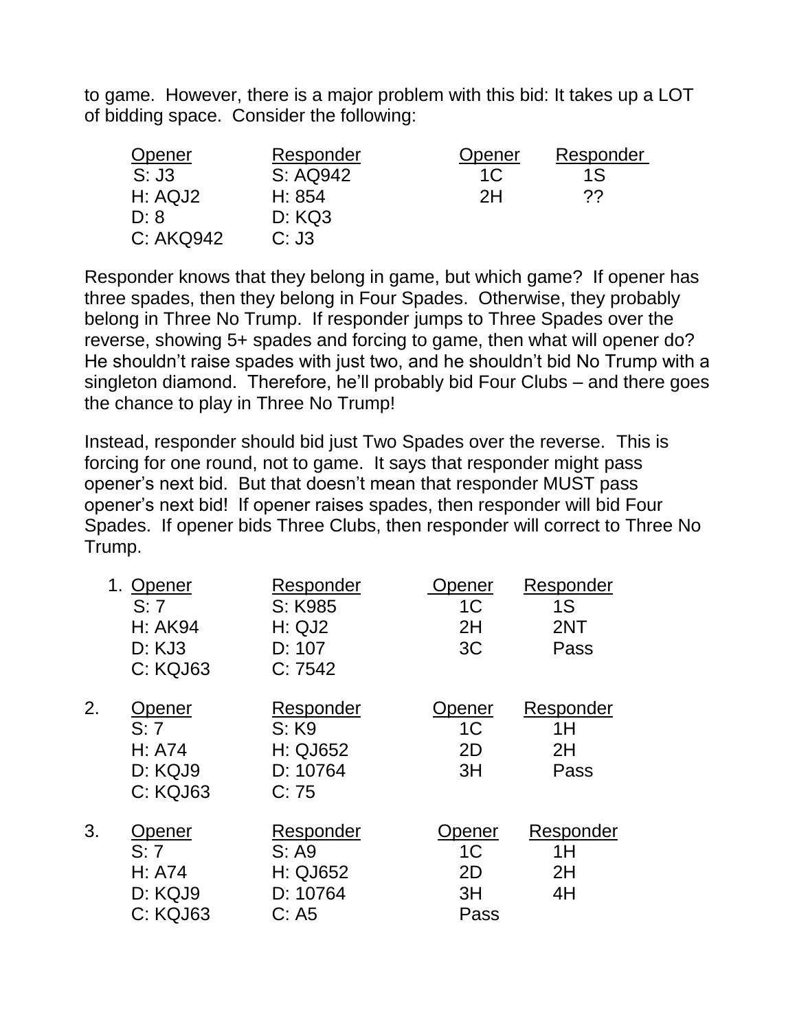to game. However, there is a major problem with this bid: It takes up a LOT of bidding space. Consider the following:

| Opener | Responder | Opener | Responder |
|---|---|---|---|
| S: J3 | S: AQ942 | 1C | 1S |
| H: AQJ2 | H: 854 | 2H | ?? |
| D: 8 | D: KQ3 | | |
| C: AKQ942 | C: J3 | | |

Responder knows that they belong in game, but which game? If opener has three spades, then they belong in Four Spades. Otherwise, they probably belong in Three No Trump. If responder jumps to Three Spades over the reverse, showing 5+ spades and forcing to game, then what will opener do? He shouldn't raise spades with just two, and he shouldn't bid No Trump with a singleton diamond. Therefore, he'll probably bid Four Clubs – and there goes the chance to play in Three No Trump!

Instead, responder should bid just Two Spades over the reverse. This is forcing for one round, not to game. It says that responder might pass opener's next bid. But that doesn't mean that responder MUST pass opener's next bid! If opener raises spades, then responder will bid Four Spades. If opener bids Three Clubs, then responder will correct to Three No Trump.

1.

| Opener | Responder | Opener | Responder |
|---|---|---|---|
| S: 7 | S: K985 | 1C | 1S |
| H: AK94 | H: QJ2 | 2H | 2NT |
| D: KJ3 | D: 107 | 3C | Pass |
| C: KQJ63 | C: 7542 | | |

2.

| Opener | Responder | Opener | Responder |
|---|---|---|---|
| S: 7 | S: K9 | 1C | 1H |
| H: A74 | H: QJ652 | 2D | 2H |
| D: KQJ9 | D: 10764 | 3H | Pass |
| C: KQJ63 | C: 75 | | |

3.

| Opener | Responder | Opener | Responder |
|---|---|---|---|
| S: 7 | S: A9 | 1C | 1H |
| H: A74 | H: QJ652 | 2D | 2H |
| D: KQJ9 | D: 10764 | 3H | 4H |
| C: KQJ63 | C: A5 | Pass | |